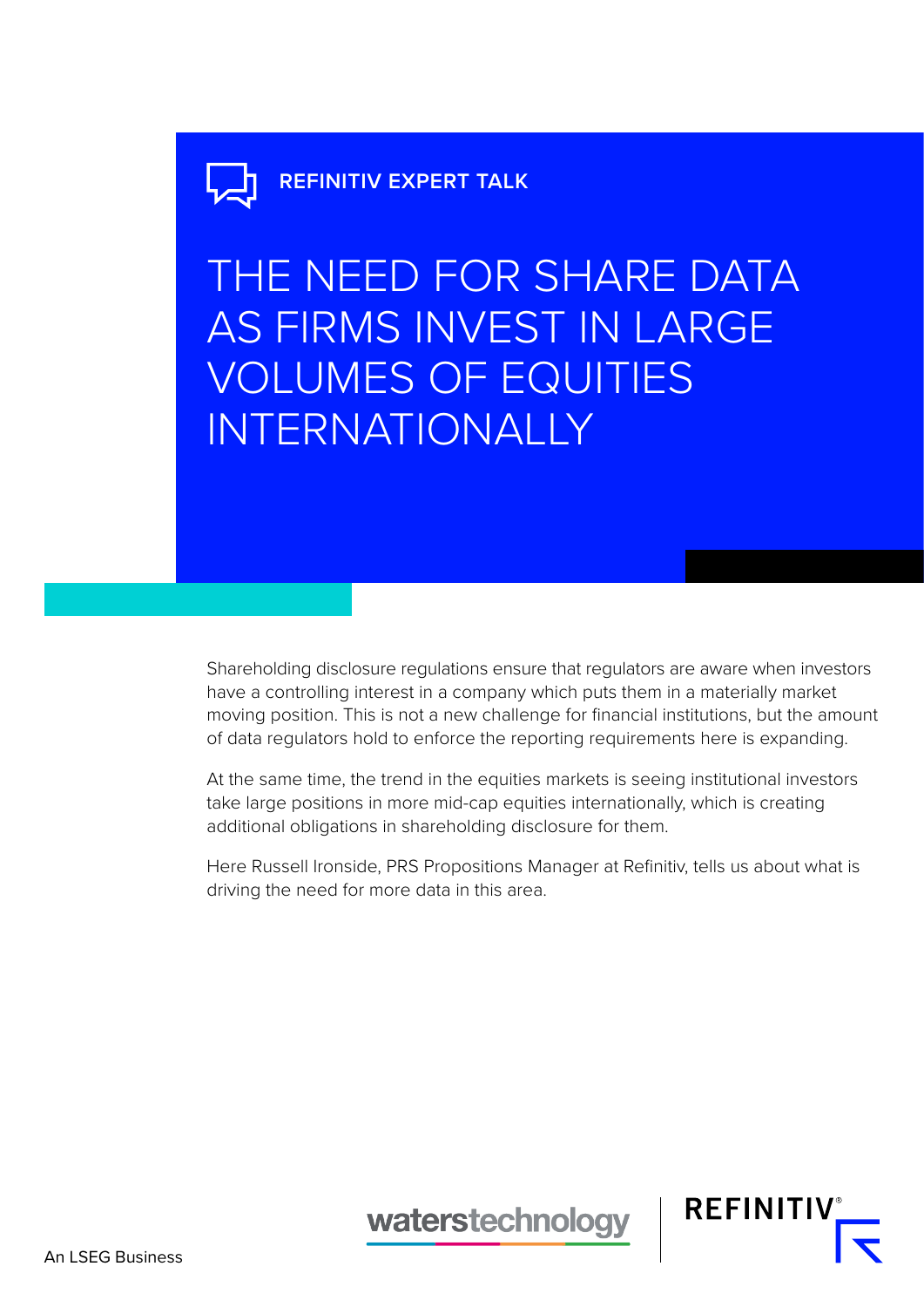REFINITIV EXPERT TALK

# THE NEED FOR SHARE DATA AS FIRMS INVEST IN LARGE VOLUMES OF EQUITIES INTERNATIONALLY

Shareholding disclosure regulations ensure that regulators are aware when investors have a controlling interest in a company which puts them in a materially market moving position. This is not a new challenge for financial institutions, but the amount of data regulators hold to enforce the reporting requirements here is expanding.

At the same time, the trend in the equities markets is seeing institutional investors take large positions in more mid-cap equities internationally, which is creating additional obligations in shareholding disclosure for them.

Here Russell Ironside, PRS Propositions Manager at Refinitiv, tells us about what is driving the need for more data in this area.

waterstechnology | REFINITIV

An LSEG Business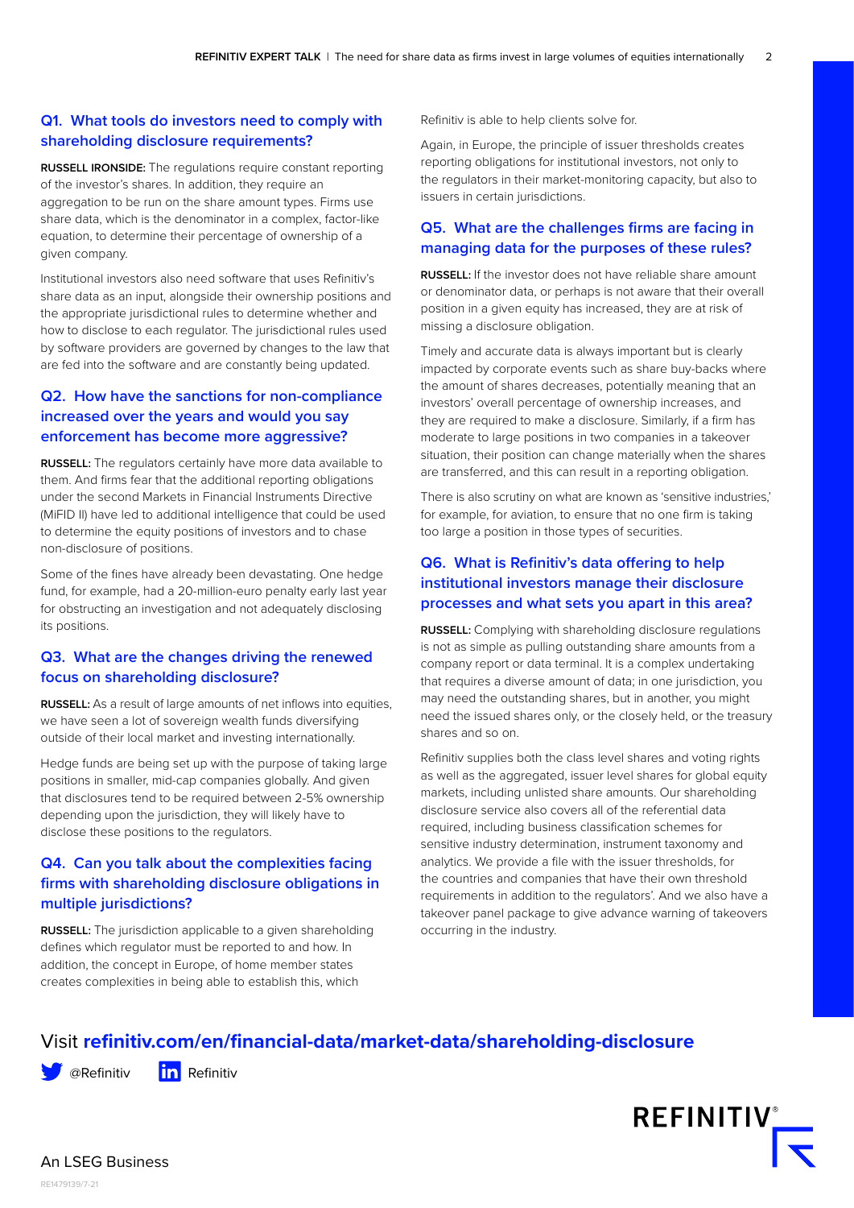## Q1. What tools do investors need to comply with shareholding disclosure requirements?

**RUSSELL IRONSIDE:** The regulations require constant reporting of the investor's shares. In addition, they require an aggregation to be run on the share amount types. Firms use share data, which is the denominator in a complex, factor-like equation, to determine their percentage of ownership of a given company.

Institutional investors also need software that uses Refinitiv's share data as an input, alongside their ownership positions and the appropriate jurisdictional rules to determine whether and how to disclose to each regulator. The jurisdictional rules used by software providers are governed by changes to the law that are fed into the software and are constantly being updated.

## Q2. How have the sanctions for non-compliance increased over the years and would you say enforcement has become more aggressive?

**RUSSELL:** The regulators certainly have more data available to them. And firms fear that the additional reporting obligations under the second Markets in Financial Instruments Directive (MiFID II) have led to additional intelligence that could be used to determine the equity positions of investors and to chase non-disclosure of positions.

Some of the fines have already been devastating. One hedge fund, for example, had a 20-million-euro penalty early last year for obstructing an investigation and not adequately disclosing its positions.

## Q3. What are the changes driving the renewed focus on shareholding disclosure?

**RUSSELL:** As a result of large amounts of net inflows into equities, we have seen a lot of sovereign wealth funds diversifying outside of their local market and investing internationally.

Hedge funds are being set up with the purpose of taking large positions in smaller, mid-cap companies globally. And given that disclosures tend to be required between 2-5% ownership depending upon the jurisdiction, they will likely have to disclose these positions to the regulators.

## Q4. Can you talk about the complexities facing firms with shareholding disclosure obligations in multiple jurisdictions?

**RUSSELL:** The jurisdiction applicable to a given shareholding defines which regulator must be reported to and how. In addition, the concept in Europe, of home member states creates complexities in being able to establish this, which Refinitiv is able to help clients solve for.

Again, in Europe, the principle of issuer thresholds creates reporting obligations for institutional investors, not only to the regulators in their market-monitoring capacity, but also to issuers in certain jurisdictions.

## Q5. What are the challenges firms are facing in managing data for the purposes of these rules?

**RUSSELL:** If the investor does not have reliable share amount or denominator data, or perhaps is not aware that their overall position in a given equity has increased, they are at risk of missing a disclosure obligation.

Timely and accurate data is always important but is clearly impacted by corporate events such as share buy-backs where the amount of shares decreases, potentially meaning that an investors' overall percentage of ownership increases, and they are required to make a disclosure. Similarly, if a firm has moderate to large positions in two companies in a takeover situation, their position can change materially when the shares are transferred, and this can result in a reporting obligation.

There is also scrutiny on what are known as 'sensitive industries,' for example, for aviation, to ensure that no one firm is taking too large a position in those types of securities.

## Q6. What is Refinitiv's data offering to help institutional investors manage their disclosure processes and what sets you apart in this area?

**RUSSELL:** Complying with shareholding disclosure regulations is not as simple as pulling outstanding share amounts from a company report or data terminal. It is a complex undertaking that requires a diverse amount of data; in one jurisdiction, you may need the outstanding shares, but in another, you might need the issued shares only, or the closely held, or the treasury shares and so on.

Refinitiv supplies both the class level shares and voting rights as well as the aggregated, issuer level shares for global equity markets, including unlisted share amounts. Our shareholding disclosure service also covers all of the referential data required, including business classification schemes for sensitive industry determination, instrument taxonomy and analytics. We provide a file with the issuer thresholds, for the countries and companies that have their own threshold requirements in addition to the regulators'. And we also have a takeover panel package to give advance warning of takeovers occurring in the industry.

Visit **refinitiv.com/en/financial-data/market-data/shareholding-disclosure**

@Refinitiv   Refinitiv

REFINITIV

An LSEG Business

RE1479139/7-21